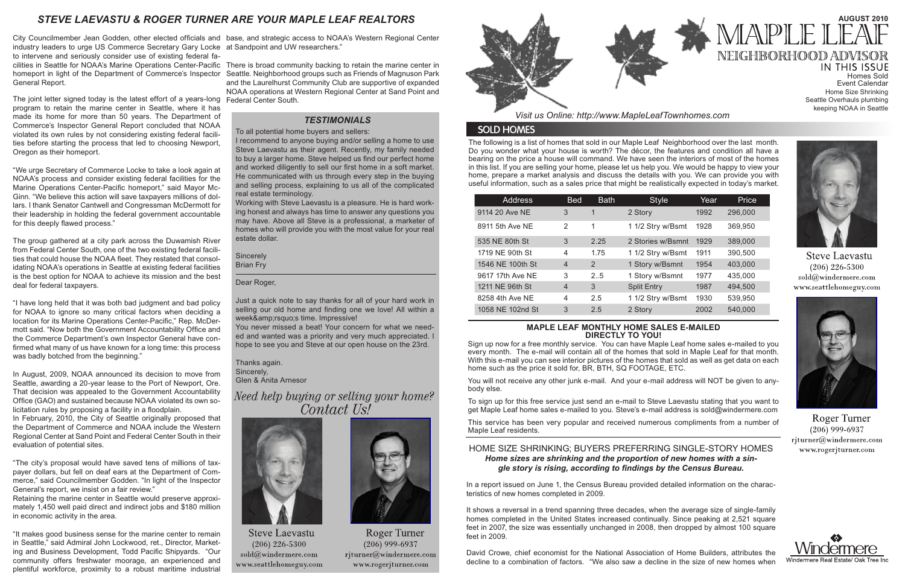## STEVE LAEVASTU & ROGER TURNER ARE YOUR MAPLE LEAF REALTORS

City Councilmember Jean Godden, other elected officials and industry leaders to urge US Commerce Secretary Gary Locke to intervene and seriously consider use of existing federal facilities in Seattle for NOAA's Marine Operations Center-Pacific homeport in light of the Department of Commerce's Inspector General Report.

The joint letter signed today is the latest effort of a years-long program to retain the marine center in Seattle, where it has made its home for more than 50 years. The Department of Commerce's Inspector General Report concluded that NOAA violated its own rules by not considering existing federal facilities before starting the process that led to choosing Newport, Oregon as their homeport.

"We urge Secretary of Commerce Locke to take a look again at NOAA's process and consider existing federal facilities for the Marine Operations Center-Pacific homeport," said Mayor McGinn. "We believe this action will save taxpayers millions of dollars. I thank Senator Cantwell and Congressman McDermott for their leadership in holding the federal government accountable for this deeply flawed process."

The group gathered at a city park across the Duwamish River from Federal Center South, one of the two existing federal facilities that could house the NOAA fleet. They restated that consolidating NOAA's operations in Seattle at existing federal facilities is the best option for NOAA to achieve its mission and the best deal for federal taxpayers.

"I have long held that it was both bad judgment and bad policy for NOAA to ignore so many critical factors when deciding a location for its Marine Operations Center-Pacific," Rep. McDermott said. "Now both the Government Accountability Office and the Commerce Department's own Inspector General have confirmed what many of us have known for a long time: this process was badly botched from the beginning."

In August, 2009, NOAA announced its decision to move from Seattle, awarding a 20-year lease to the Port of Newport, Ore. That decision was appealed to the Government Accountability Office (GAO) and sustained because NOAA violated its own solicitation rules by proposing a facility in a floodplain.

In February, 2010, the City of Seattle originally proposed that the Department of Commerce and NOAA include the Western Regional Center at Sand Point and Federal Center South in their evaluation of potential sites.

"The city's proposal would have saved tens of millions of taxpayer dollars, but fell on deaf ears at the Department of Commerce," said Councilmember Godden. "In light of the Inspector General's report, we insist on a fair review."

Retaining the marine center in Seattle would preserve approximately 1,450 well paid direct and indirect jobs and $180 million in economic activity in the area.

"It makes good business sense for the marine center to remain in Seattle," said Admiral John Lockwood, ret., Director, Marketing and Business Development, Todd Pacific Shipyards. "Our community offers freshwater moorage, an experienced and plentiful workforce, proximity to a robust maritime industrial base, and strategic access to NOAA's Western Regional Center at Sandpoint and UW researchers."

There is broad community backing to retain the marine center in Seattle. Neighborhood groups such as Friends of Magnuson Park and the Laurelhurst Community Club are supportive of expanded NOAA operations at Western Regional Center at Sand Point and Federal Center South.

### *TESTIMONIALS*

To all potential home buyers and sellers:

I recommend to anyone buying and/or selling a home to use Steve Laevastu as their agent. Recently, my family needed to buy a larger home. Steve helped us find our perfect home and worked diligently to sell our first home in a soft market. He communicated with us through every step in the buying and selling process, explaining to us all of the complicated real estate terminology.

Working with Steve Laevastu is a pleasure. He is hard working honest and always has time to answer any questions you may have. Above all Steve is a professional, a marketer of homes who will provide you with the most value for your real estate dollar.

Sincerely
Brian Fry

Dear Roger,

Just a quick note to say thanks for all of your hard work in selling our old home and finding one we love! All within a week&amp;rsquo;s time. Impressive!

You never missed a beat! Your concern for what we needed and wanted was a priority and very much appreciated. I hope to see you and Steve at our open house on the 23rd.

Thanks again.
Sincerely,
Glen & Anita Arnesor

*Need help buying or selling your home? Contact Us!*

Steve Laevastu
(206) 226-5300
sold@windermere.com
www.seattlehomeguy.com

Roger Turner
(206) 999-6937
rjturner@windermere.com
www.rogerjturner.com

# MAPLE LEAF NEIGHBORHOOD ADVISOR

**AUGUST 2010**

IN THIS ISSUE
- Homes Sold
- Event Calendar
- Home Size Shrinking
- Seattle Overhauls plumbing keeping NOAA in Seattle

*Visit us Online: http://www.MapleLeafTownhomes.com*

## SOLD HOMES

The following is a list of homes that sold in our Maple Leaf Neighborhood over the last month. Do you wonder what your house is worth? The décor, the features and condition all have a bearing on the price a house will command. We have seen the interiors of most of the homes in this list. If you are selling your home, please let us help you. We would be happy to view your home, prepare a market analysis and discuss the details with you. We can provide you with useful information, such as a sales price that might be realistically expected in today's market.

| Address | Bed | Bath | Style | Year | Price |
|---|---|---|---|---|---|
| 9114 20 Ave NE | 3 | 1 | 2 Story | 1992 | 296,000 |
| 8911 5th Ave NE | 2 | 1 | 1 1/2 Stry w/Bsmt | 1928 | 369,950 |
| 535 NE 80th St | 3 | 2.25 | 2 Stories w/Bsmnt | 1929 | 389,000 |
| 1719 NE 90th St | 4 | 1.75 | 1 1/2 Stry w/Bsmt | 1911 | 390,500 |
| 1546 NE 100th St | 4 | 2 | 1 Story w/Bsmnt | 1954 | 403,000 |
| 9617 17th Ave NE | 3 | 2..5 | 1 Story w/Bsmnt | 1977 | 435,000 |
| 1211 NE 96th St | 4 | 3 | Split Entry | 1987 | 494,500 |
| 8258 4th Ave NE | 4 | 2.5 | 1 1/2 Stry w/Bsmt | 1930 | 539,950 |
| 1058 NE 102nd St | 3 | 2.5 | 2 Story | 2002 | 540,000 |

### MAPLE LEAF MONTHLY HOME SALES E-MAILED DIRECTLY TO YOU!

Sign up now for a free monthly service. You can have Maple Leaf home sales e-mailed to you every month. The e-mail will contain all of the homes that sold in Maple Leaf for that month. With this e-mail you can see interior pictures of the homes that sold as well as get data on each home such as the price it sold for, BR, BTH, SQ FOOTAGE, ETC.

You will not receive any other junk e-mail. And your e-mail address will NOT be given to anybody else.

To sign up for this free service just send an e-mail to Steve Laevastu stating that you want to get Maple Leaf home sales e-mailed to you. Steve's e-mail address is sold@windermere.com

This service has been very popular and received numerous compliments from a number of Maple Leaf residents.

### HOME SIZE SHRINKING; BUYERS PREFERRING SINGLE-STORY HOMES

***Home sizes are shrinking and the proportion of new homes with a single story is rising, according to findings by the Census Bureau.***

In a report issued on June 1, the Census Bureau provided detailed information on the characteristics of new homes completed in 2009.

It shows a reversal in a trend spanning three decades, when the average size of single-family homes completed in the United States increased continually. Since peaking at 2,521 square feet in 2007, the size was essentially unchanged in 2008, then dropped by almost 100 square feet in 2009.

David Crowe, chief economist for the National Association of Home Builders, attributes the decline to a combination of factors. "We also saw a decline in the size of new homes when

Steve Laevastu
(206) 226-5300
sold@windermere.com
www.seattlehomeguy.com

Roger Turner
(206) 999-6937
rjturner@windermere.com
www.rogerjturner.com

Windermere
Windermere Real Estate/ Oak Tree Inc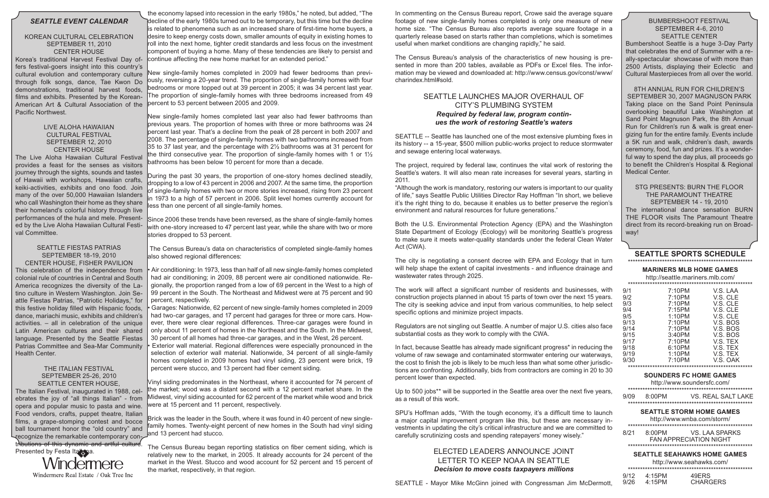## *SEATTLE EVENT CALENDAR*

### KOREAN CULTURAL CELEBRATION
SEPTEMBER 11, 2010
CENTER HOUSE

Korea's traditional Harvest Festival Day offers festival-goers insight into this country's cultural evolution and contemporary culture through folk songs, dance, Tae Kwon Do demonstrations, traditional harvest foods, films and exhibits. Presented by the Korean-American Art & Cultural Association of the Pacific Northwest.

### LIVE ALOHA HAWAIIAN CULTURAL FESTIVAL
SEPTEMBER 12, 2010
CENTER HOUSE

The Live Aloha Hawaiian Cultural Festival provides a feast for the senses as visitors journey through the sights, sounds and tastes of Hawaii with workshops, Hawaiian crafts, keiki-activities, exhibits and ono food. Join many of the over 50,000 Hawaiian Islanders who call Washington their home as they share their homeland's colorful history through live performances of the hula and mele. Presented by the Live Aloha Hawaiian Cultural Festival Committee.

### SEATTLE FIESTAS PATRIAS
SEPTEMBER 18-19, 2010
CENTER HOUSE, FISHER PAVILION

This celebration of the independence from colonial rule of countries in Central and South America recognizes the diversity of the Latino culture in Western Washington. Join Seattle Fiestas Patrias, "Patriotic Holidays," for this festive holiday filled with Hispanic foods, dance, mariachi music, exhibits and children's activities. – all in celebration of the unique Latin American cultures and their shared language. Presented by the Seattle Fiestas Patrias Committee and Sea-Mar Community Health Center.

### THE ITALIAN FESTIVAL
SEPTEMBER 25-26, 2010
SEATTLE CENTER HOUSE,

The Italian Festival, inaugurated in 1988, celebrates the joy of "all things Italian" - from opera and popular music to pasta and wine. Food vendors, crafts, puppet theatre, Italian films, a grape-stomping contest and bocce ball tournament honor the "old country" and recognize the remarkable contemporary contributions of this dynamic and artful culture. Presented by Festa Italiana.

Windermere
Windermere Real Estate / Oak Tree Inc

the economy lapsed into recession in the early 1980s," he noted, but added, "The decline of the early 1980s turned out to be temporary, but this time but the decline is related to phenomena such as an increased share of first-time home buyers, a desire to keep energy costs down, smaller amounts of equity in existing homes to roll into the next home, tighter credit standards and less focus on the investment component of buying a home. Many of these tendencies are likely to persist and continue affecting the new home market for an extended period."

New single-family homes completed in 2009 had fewer bedrooms than previously, reversing a 20-year trend. The proportion of single-family homes with four bedrooms or more topped out at 39 percent in 2005; it was 34 percent last year. The proportion of single-family homes with three bedrooms increased from 49 percent to 53 percent between 2005 and 2009.

New single-family homes completed last year also had fewer bathrooms than previous years. The proportion of homes with three or more bathrooms was 24 percent last year. That's a decline from the peak of 28 percent in both 2007 and 2008. The percentage of single-family homes with two bathrooms increased from 35 to 37 last year, and the percentage with 2½ bathrooms was at 31 percent for the third consecutive year. The proportion of single-family homes with 1 or 1½ bathrooms has been below 10 percent for more than a decade.

During the past 30 years, the proportion of one-story homes declined steadily, dropping to a low of 43 percent in 2006 and 2007. At the same time, the proportion of single-family homes with two or more stories increased, rising from 23 percent in 1973 to a high of 57 percent in 2006. Split level homes currently account for less than one percent of all single-family homes.

Since 2006 these trends have been reversed, as the share of single-family homes with one-story increased to 47 percent last year, while the share with two or more stories dropped to 53 percent.

The Census Bureau's data on characteristics of completed single-family homes also showed regional differences:

- Air conditioning: In 1973, less than half of all new single-family homes completed had air conditioning; in 2009, 88 percent were air conditioned nationwide. Regionally, the proportion ranged from a low of 69 percent in the West to a high of 99 percent in the South. The Northeast and Midwest were at 75 percent and 90 percent, respectively.
- Garages: Nationwide, 62 percent of new single-family homes completed in 2009 had two-car garages, and 17 percent had garages for three or more cars. However, there were clear regional differences. Three-car garages were found in only about 11 percent of homes in the Northeast and the South. In the Midwest, 30 percent of all homes had three-car garages, and in the West, 26 percent.
- Exterior wall material. Regional differences were especially pronounced in the selection of exterior wall material. Nationwide, 34 percent of all single-family homes completed in 2009 homes had vinyl siding, 23 percent were brick, 19 percent were stucco, and 13 percent had fiber cement siding.

Vinyl siding predominates in the Northeast, where it accounted for 74 percent of the market; wood was a distant second with a 12 percent market share. In the Midwest, vinyl siding accounted for 62 percent of the market while wood and brick were at 15 percent and 11 percent, respectively.

Brick was the leader in the South, where it was found in 40 percent of new single-family homes. Twenty-eight percent of new homes in the South had vinyl siding and 13 percent had stucco.

The Census Bureau began reporting statistics on fiber cement siding, which is relatively new to the market, in 2005. It already accounts for 24 percent of the market in the West. Stucco and wood account for 52 percent and 15 percent of the market, respectively, in that region.

In commenting on the Census Bureau report, Crowe said the average square footage of new single-family homes completed is only one measure of new home size. "The Census Bureau also reports average square footage in a quarterly release based on starts rather than completions, which is sometimes useful when market conditions are changing rapidly," he said.

The Census Bureau's analysis of the characteristics of new housing is presented in more than 200 tables, available as PDFs or Excel files. The information may be viewed and downloaded at: http://www.census.gov/const/www/charindex.html#sold.

## SEATTLE LAUNCHES MAJOR OVERHAUL OF CITY'S PLUMBING SYSTEM
### *Required by federal law, program continues the work of restoring Seattle's waters*

SEATTLE -- Seattle has launched one of the most extensive plumbing fixes in its history -- a 15-year, $500 million public-works project to reduce stormwater and sewage entering local waterways.

The project, required by federal law, continues the vital work of restoring the Seattle's waters. It will also mean rate increases for several years, starting in 2011.

"Although the work is mandatory, restoring our waters is important to our quality of life," says Seattle Public Utilities Director Ray Hoffman "In short, we believe it's the right thing to do, because it enables us to better preserve the region's environment and natural resources for future generations."

Both the U.S. Environmental Protection Agency (EPA) and the Washington State Department of Ecology (Ecology) will be monitoring Seattle's progress to make sure it meets water-quality standards under the federal Clean Water Act (CWA).

The city is negotiating a consent decree with EPA and Ecology that in turn will help shape the extent of capital investments - and influence drainage and wastewater rates through 2025.

The work will affect a significant number of residents and businesses, with construction projects planned in about 15 parts of town over the next 15 years. The city is seeking advice and input from various communities, to help select specific options and minimize project impacts.

Regulators are not singling out Seattle. A number of major U.S. cities also face substantial costs as they work to comply with the CWA.

In fact, because Seattle has already made significant progress* in reducing the volume of raw sewage and contaminated stormwater entering our waterways, the cost to finish the job is likely to be much less than what some other jurisdictions are confronting. Additionally, bids from contractors are coming in 20 to 30 percent lower than expected.

Up to 500 jobs** will be supported in the Seattle area over the next five years, as a result of this work.

SPU's Hoffman adds, "With the tough economy, it's a difficult time to launch a major capital improvement program like this, but these are necessary investments in updating the city's critical infrastructure and we are committed to carefully scrutinizing costs and spending ratepayers' money wisely."

## ELECTED LEADERS ANNOUNCE JOINT LETTER TO KEEP NOAA IN SEATTLE
### *Decision to move costs taxpayers millions*

SEATTLE - Mayor Mike McGinn joined with Congressman Jim McDermott,

### BUMBERSHOOT FESTIVAL
SEPTEMBER 4-6, 2010
SEATTLE CENTER

Bumbershoot Seattle is a huge 3-Day Party that celebrates the end of Summer with a really-spectacular showcase of with more than 2500 Artists, displaying their Eclectic and Cultural Masterpieces from all over the world.

### 8TH ANNUAL RUN FOR CHILDREN'S
SEPTEMBER 30, 2007 MAGNUSON PARK

Taking place on the Sand Point Peninsula overlooking beautiful Lake Washington at Sand Point Magnuson Park, the 8th Annual Run for Children's run & walk is great energizing fun for the entire family. Events include a 5K run and walk, children's dash, awards ceremony, food, fun and prizes. It's a wonderful way to spend the day plus, all proceeds go to benefit the Children's Hospital & Regional Medical Center.

### STG PRESENTS: BURN THE FLOOR
THE PARAMOUNT THEATRE
SEPTEMBER 14 - 19, 2010

The international dance sensation BURN THE FLOOR visits The Paramount Theatre direct from its record-breaking run on Broadway!

## SEATTLE SPORTS SCHEDULE

### MARINERS MLB HOME GAMES
http://seattle.mariners.mlb.com/

| | | |
|---|---|---|
| 9/1 | 7:10PM | V.S. LAA |
| 9/2 | 7:10PM | V.S. CLE |
| 9/3 | 7:10PM | V.S. CLE |
| 9/4 | 7:15PM | V.S. CLE |
| 9/5 | 1:10PM | V.S. CLE |
| 9/13 | 7:10PM | V.S. BOS |
| 9/14 | 7:10PM | V.S. BOS |
| 9/15 | 3:40PM | V.S. BOS |
| 9/17 | 7:10PM | V.S. TEX |
| 9/18 | 6:10PM | V.S. TEX |
| 9/19 | 1:10PM | V.S. TEX |
| 9/30 | 7:10PM | V.S. OAK |

### SOUNDERS FC HOME GAMES
http://www.soundersfc.com/

| | | |
|---|---|---|
| 9/09 | 8:00PM | VS. REAL SALT LAKE |

### SEATTLE STORM HOME GAMES
http://www.wnba.com/storm/

| | | |
|---|---|---|
| 8/21 | 8:00PM | VS. LAA SPARKS FAN APPRECIATION NIGHT |

### SEATTLE SEAHAWKS HOME GAMES
http://www.seahawks.com/

| | | |
|---|---|---|
| 9/12 | 4:15PM | 49ERS |
| 9/26 | 4:15PM | CHARGERS |